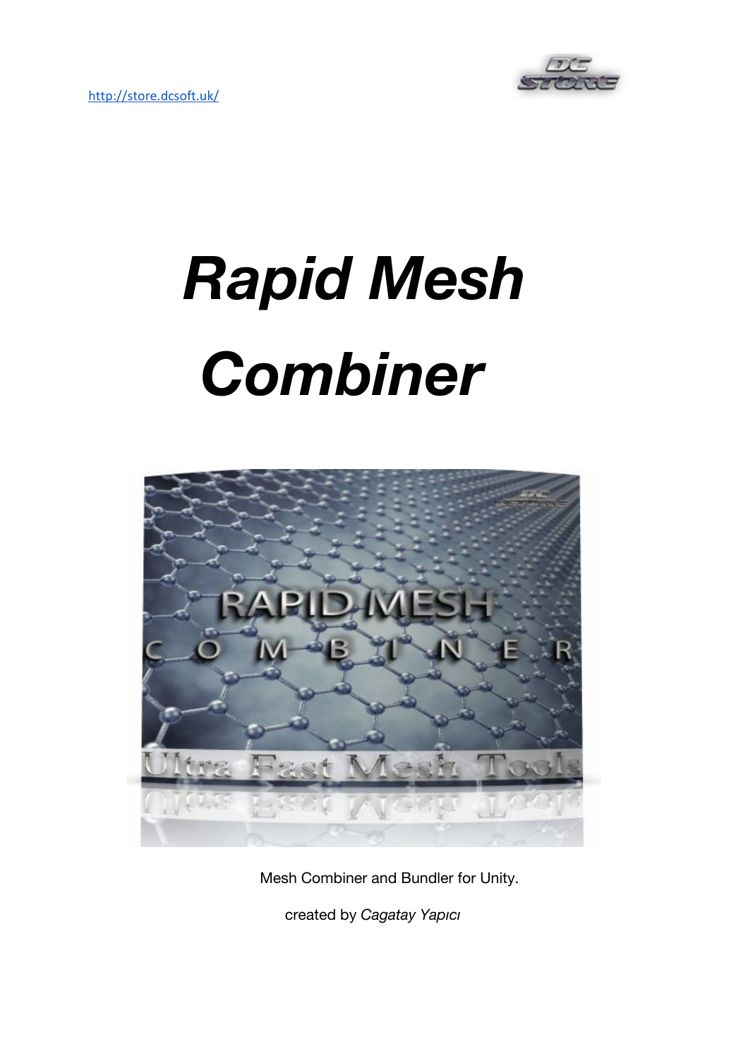http://store.dcsoft.uk/

# *Rapid Mesh Combiner*

Mesh Combiner and Bundler for Unity.

created by *Cagatay Yapıcı*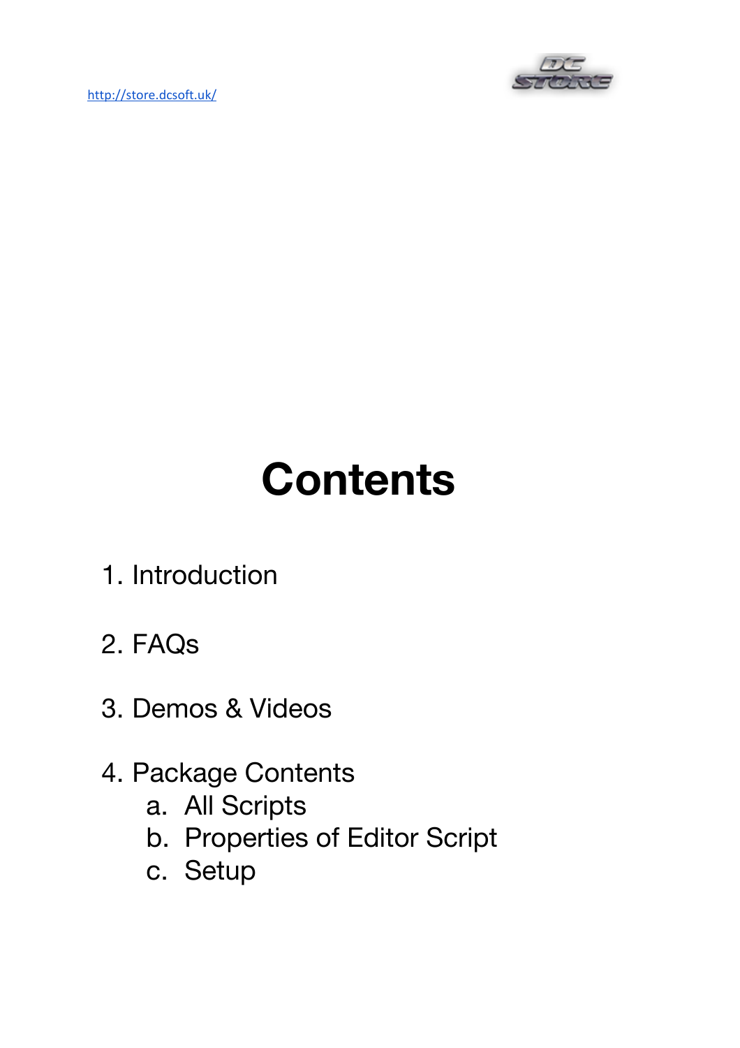# Contents

1. Introduction
2. FAQs
3. Demos & Videos
4. Package Contents
    a. All Scripts
    b. Properties of Editor Script
    c. Setup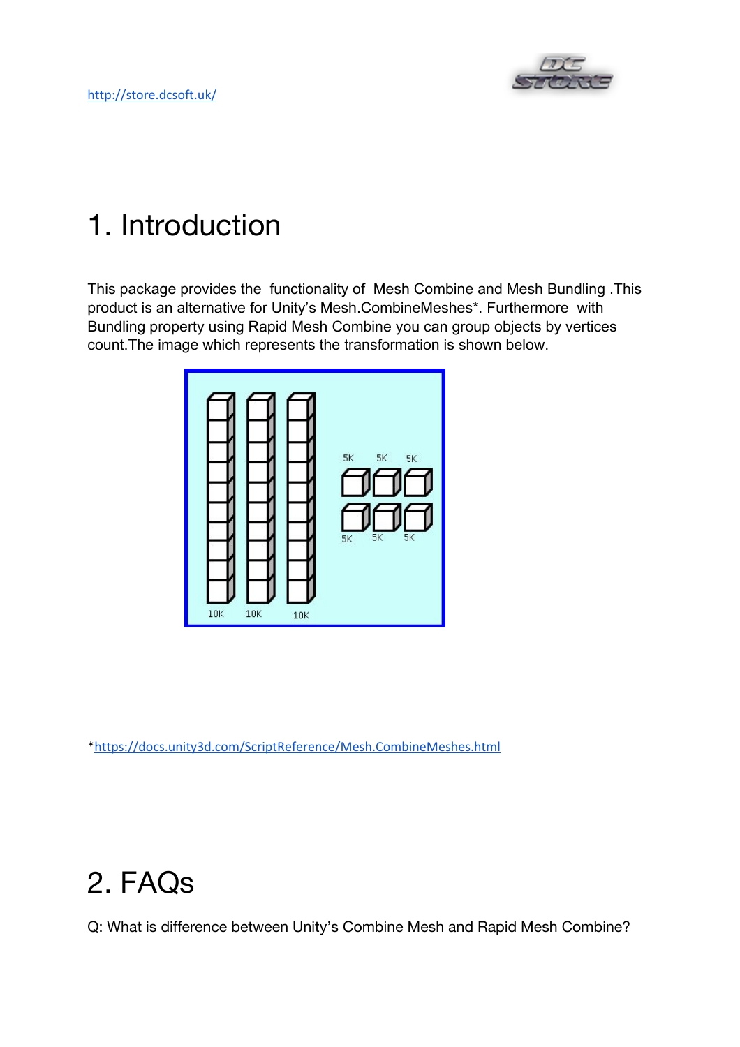http://store.dcsoft.uk/

# 1. Introduction

This package provides the functionality of Mesh Combine and Mesh Bundling .This product is an alternative for Unity's Mesh.CombineMeshes*. Furthermore with Bundling property using Rapid Mesh Combine you can group objects by vertices count.The image which represents the transformation is shown below.

*https://docs.unity3d.com/ScriptReference/Mesh.CombineMeshes.html

# 2. FAQs

Q: What is difference between Unity's Combine Mesh and Rapid Mesh Combine?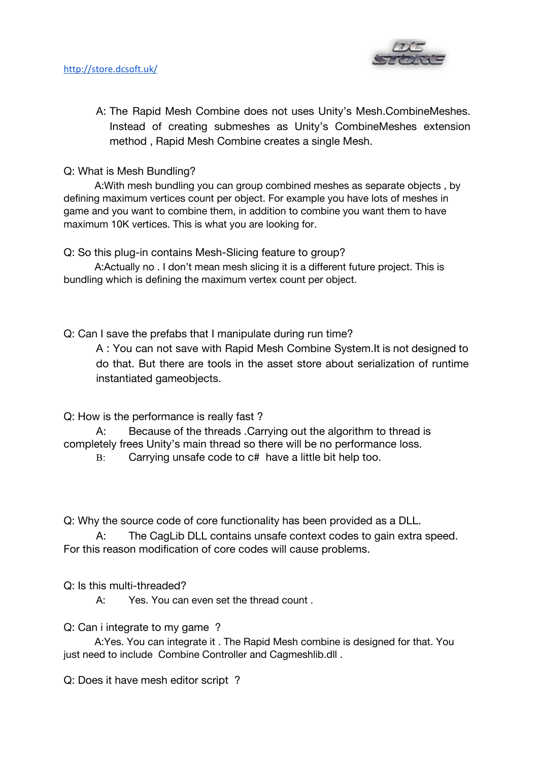A: The Rapid Mesh Combine does not uses Unity's Mesh.CombineMeshes. Instead of creating submeshes as Unity's CombineMeshes extension method , Rapid Mesh Combine creates a single Mesh.

Q: What is Mesh Bundling?

A:With mesh bundling you can group combined meshes as separate objects , by defining maximum vertices count per object. For example you have lots of meshes in game and you want to combine them, in addition to combine you want them to have maximum 10K vertices. This is what you are looking for.

Q: So this plug-in contains Mesh-Slicing feature to group?

A:Actually no . I don't mean mesh slicing it is a different future project. This is bundling which is defining the maximum vertex count per object.

Q: Can I save the prefabs that I manipulate during run time?

A : You can not save with Rapid Mesh Combine System.It is not designed to do that. But there are tools in the asset store about serialization of runtime instantiated gameobjects.

Q: How is the performance is really fast ?

A: Because of the threads .Carrying out the algorithm to thread is completely frees Unity's main thread so there will be no performance loss.

B: Carrying unsafe code to c# have a little bit help too.

Q: Why the source code of core functionality has been provided as a DLL.

A: The CagLib DLL contains unsafe context codes to gain extra speed. For this reason modification of core codes will cause problems.

Q: Is this multi-threaded?

A: Yes. You can even set the thread count .

Q: Can i integrate to my game ?

A:Yes. You can integrate it . The Rapid Mesh combine is designed for that. You just need to include Combine Controller and Cagmeshlib.dll .

Q: Does it have mesh editor script ?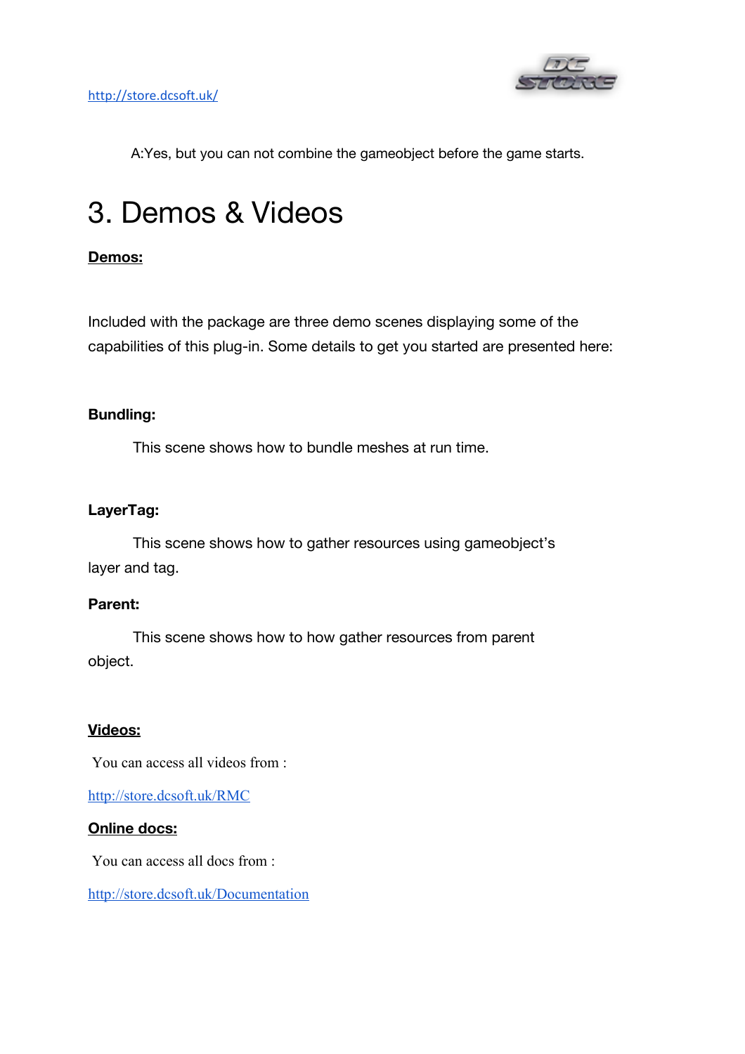A:Yes, but you can not combine the gameobject before the game starts.

# 3. Demos & Videos

**Demos:**

Included with the package are three demo scenes displaying some of the capabilities of this plug-in. Some details to get you started are presented here:

**Bundling:**

This scene shows how to bundle meshes at run time.

**LayerTag:**

This scene shows how to gather resources using gameobject's layer and tag.

**Parent:**

This scene shows how to how gather resources from parent object.

**Videos:**

You can access all videos from :

http://store.dcsoft.uk/RMC

**Online docs:**

You can access all docs from :

http://store.dcsoft.uk/Documentation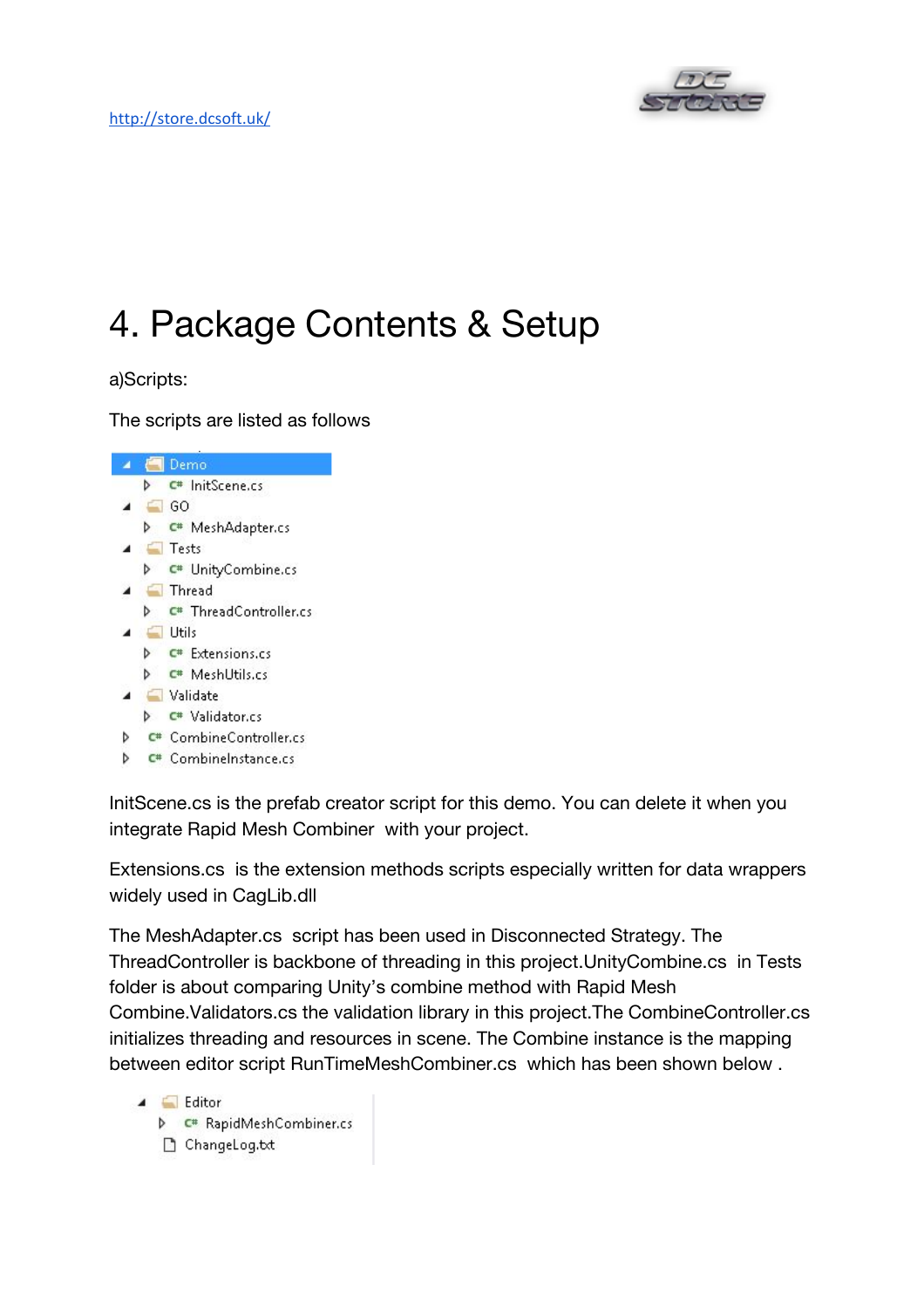http://store.dcsoft.uk/

# 4. Package Contents & Setup

a)Scripts:

The scripts are listed as follows

- Demo
  - InitScene.cs
- GO
  - MeshAdapter.cs
- Tests
  - UnityCombine.cs
- Thread
  - ThreadController.cs
- Utils
  - Extensions.cs
  - MeshUtils.cs
- Validate
  - Validator.cs
- CombineController.cs
- CombineInstance.cs

InitScene.cs is the prefab creator script for this demo. You can delete it when you integrate Rapid Mesh Combiner with your project.

Extensions.cs is the extension methods scripts especially written for data wrappers widely used in CagLib.dll

The MeshAdapter.cs script has been used in Disconnected Strategy. The ThreadController is backbone of threading in this project.UnityCombine.cs in Tests folder is about comparing Unity's combine method with Rapid Mesh Combine.Validators.cs the validation library in this project.The CombineController.cs initializes threading and resources in scene. The Combine instance is the mapping between editor script RunTimeMeshCombiner.cs which has been shown below .

- Editor
  - RapidMeshCombiner.cs
  - ChangeLog.txt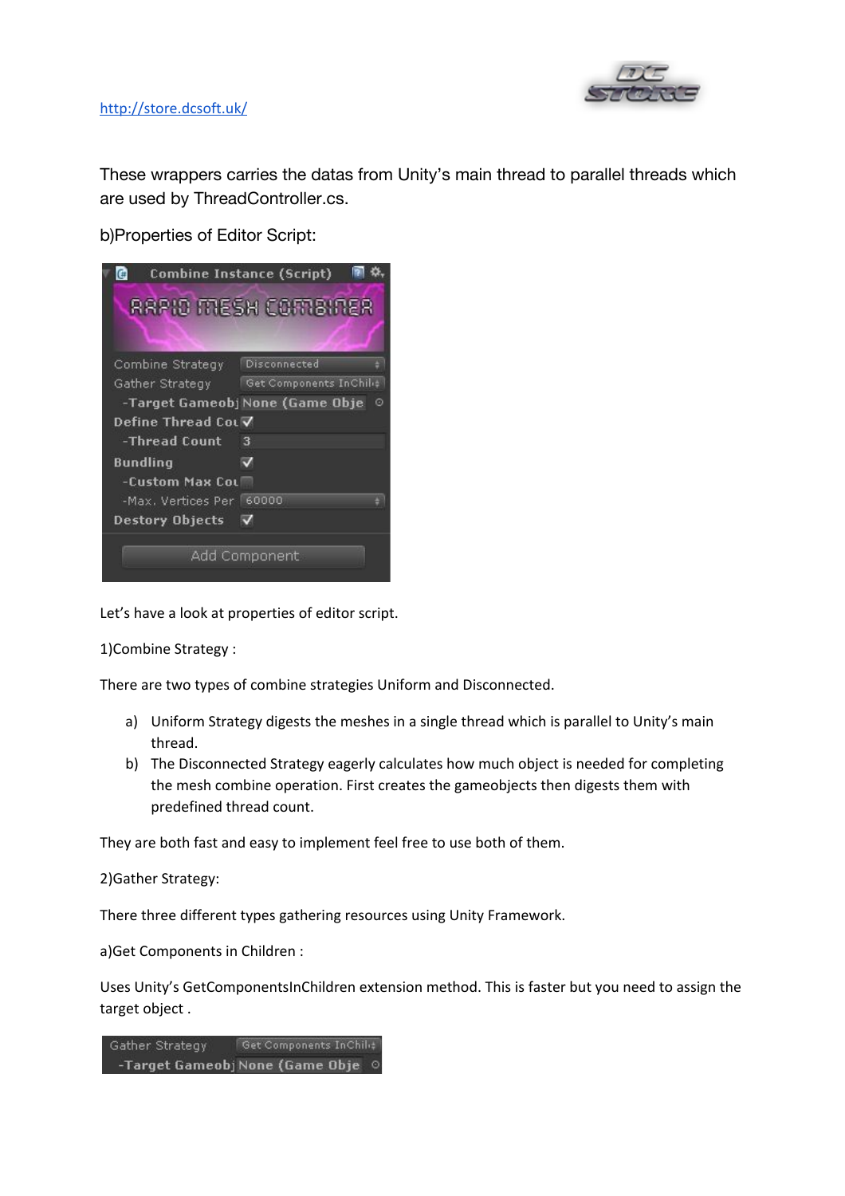These wrappers carries the datas from Unity's main thread to parallel threads which are used by ThreadController.cs.

b)Properties of Editor Script:

Let's have a look at properties of editor script.

1)Combine Strategy :

There are two types of combine strategies Uniform and Disconnected.

a) Uniform Strategy digests the meshes in a single thread which is parallel to Unity's main thread.
b) The Disconnected Strategy eagerly calculates how much object is needed for completing the mesh combine operation. First creates the gameobjects then digests them with predefined thread count.

They are both fast and easy to implement feel free to use both of them.

2)Gather Strategy:

There three different types gathering resources using Unity Framework.

a)Get Components in Children :

Uses Unity's GetComponentsInChildren extension method. This is faster but you need to assign the target object .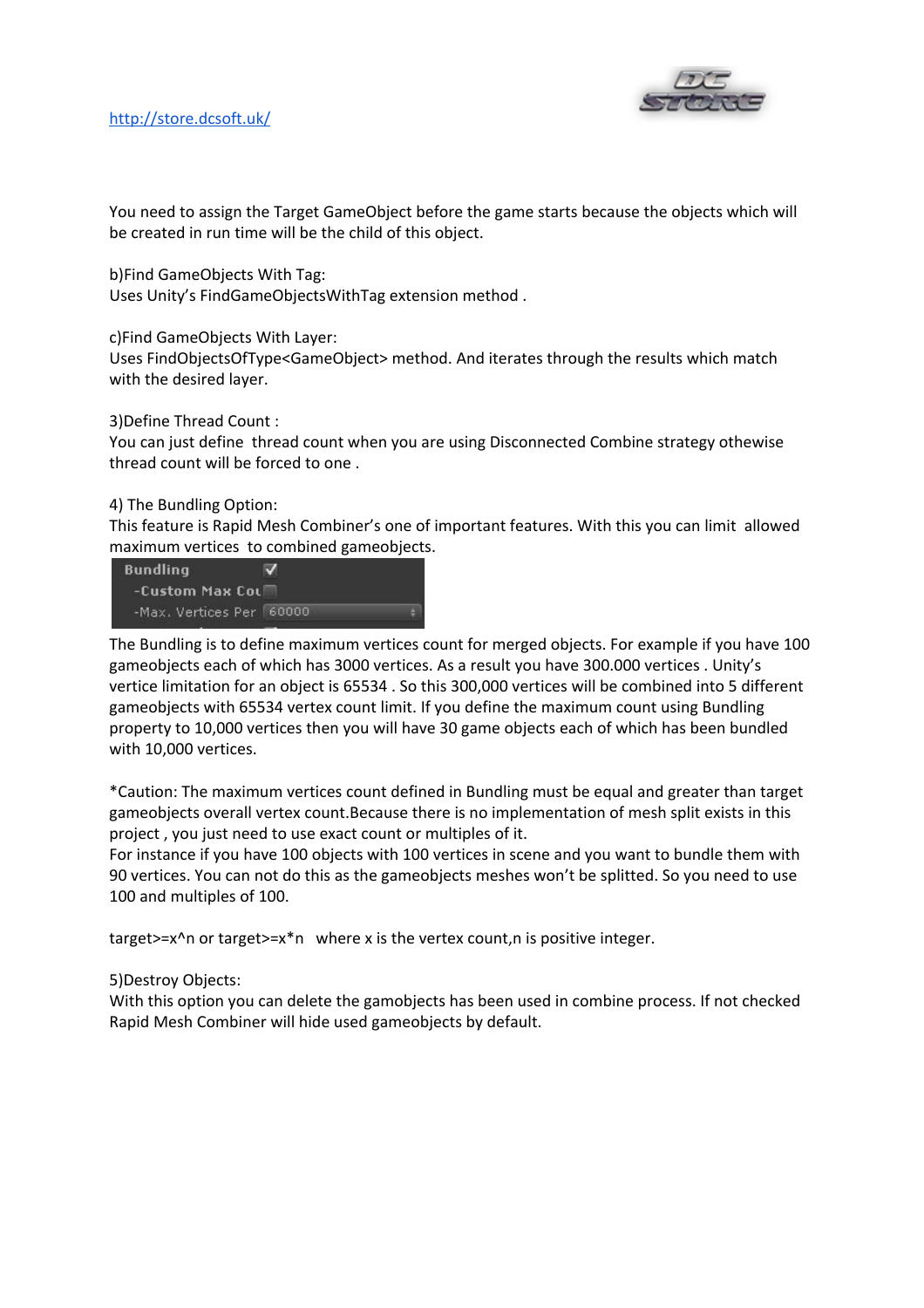http://store.dcsoft.uk/

You need to assign the Target GameObject before the game starts because the objects which will be created in run time will be the child of this object.

b)Find GameObjects With Tag:
Uses Unity's FindGameObjectsWithTag extension method .

c)Find GameObjects With Layer:
Uses FindObjectsOfType<GameObject> method. And iterates through the results which match with the desired layer.

3)Define Thread Count :
You can just define thread count when you are using Disconnected Combine strategy othewise thread count will be forced to one .

4) The Bundling Option:
This feature is Rapid Mesh Combiner's one of important features. With this you can limit allowed maximum vertices to combined gameobjects.

The Bundling is to define maximum vertices count for merged objects. For example if you have 100 gameobjects each of which has 3000 vertices. As a result you have 300.000 vertices . Unity's vertice limitation for an object is 65534 . So this 300,000 vertices will be combined into 5 different gameobjects with 65534 vertex count limit. If you define the maximum count using Bundling property to 10,000 vertices then you will have 30 game objects each of which has been bundled with 10,000 vertices.

*Caution: The maximum vertices count defined in Bundling must be equal and greater than target gameobjects overall vertex count.Because there is no implementation of mesh split exists in this project , you just need to use exact count or multiples of it.
For instance if you have 100 objects with 100 vertices in scene and you want to bundle them with 90 vertices. You can not do this as the gameobjects meshes won't be splitted. So you need to use 100 and multiples of 100.

target>=x^n or target>=x*n where x is the vertex count,n is positive integer.

5)Destroy Objects:
With this option you can delete the gamobjects has been used in combine process. If not checked Rapid Mesh Combiner will hide used gameobjects by default.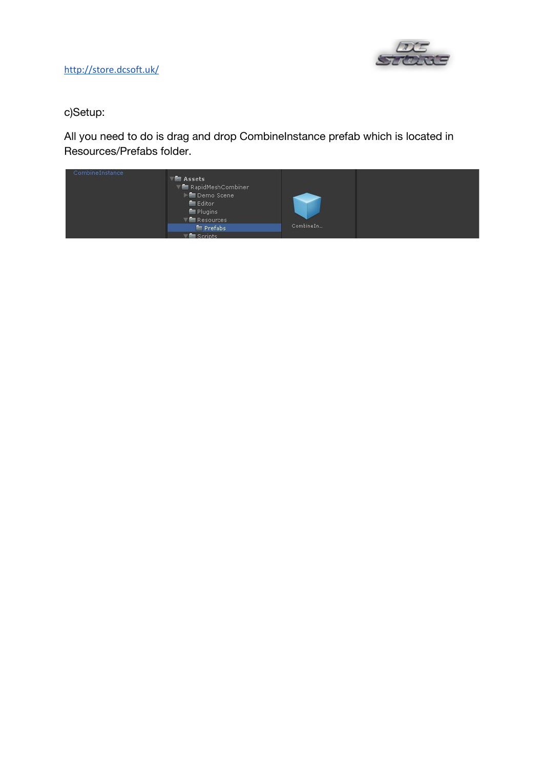http://store.dcsoft.uk/

c)Setup:

All you need to do is drag and drop CombineInstance prefab which is located in Resources/Prefabs folder.